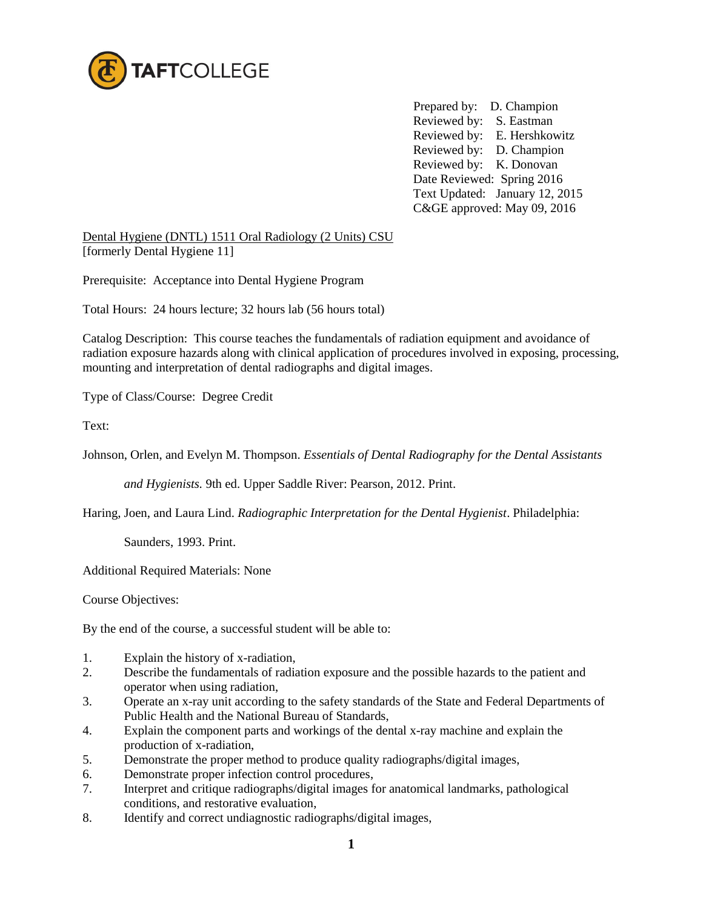TAFTCOLLEGE

Prepared by: D. Champion
Reviewed by: S. Eastman
Reviewed by: E. Hershkowitz
Reviewed by: D. Champion
Reviewed by: K. Donovan
Date Reviewed: Spring 2016
Text Updated: January 12, 2015
C&GE approved: May 09, 2016

Dental Hygiene (DNTL) 1511 Oral Radiology (2 Units) CSU
[formerly Dental Hygiene 11]

Prerequisite: Acceptance into Dental Hygiene Program

Total Hours: 24 hours lecture; 32 hours lab (56 hours total)

Catalog Description: This course teaches the fundamentals of radiation equipment and avoidance of radiation exposure hazards along with clinical application of procedures involved in exposing, processing, mounting and interpretation of dental radiographs and digital images.

Type of Class/Course: Degree Credit

Text:

Johnson, Orlen, and Evelyn M. Thompson. *Essentials of Dental Radiography for the Dental Assistants and Hygienists.* 9th ed. Upper Saddle River: Pearson, 2012. Print.

Haring, Joen, and Laura Lind. *Radiographic Interpretation for the Dental Hygienist*. Philadelphia: Saunders, 1993. Print.

Additional Required Materials: None

Course Objectives:

By the end of the course, a successful student will be able to:

1. Explain the history of x-radiation,
2. Describe the fundamentals of radiation exposure and the possible hazards to the patient and operator when using radiation,
3. Operate an x-ray unit according to the safety standards of the State and Federal Departments of Public Health and the National Bureau of Standards,
4. Explain the component parts and workings of the dental x-ray machine and explain the production of x-radiation,
5. Demonstrate the proper method to produce quality radiographs/digital images,
6. Demonstrate proper infection control procedures,
7. Interpret and critique radiographs/digital images for anatomical landmarks, pathological conditions, and restorative evaluation,
8. Identify and correct undiagnostic radiographs/digital images,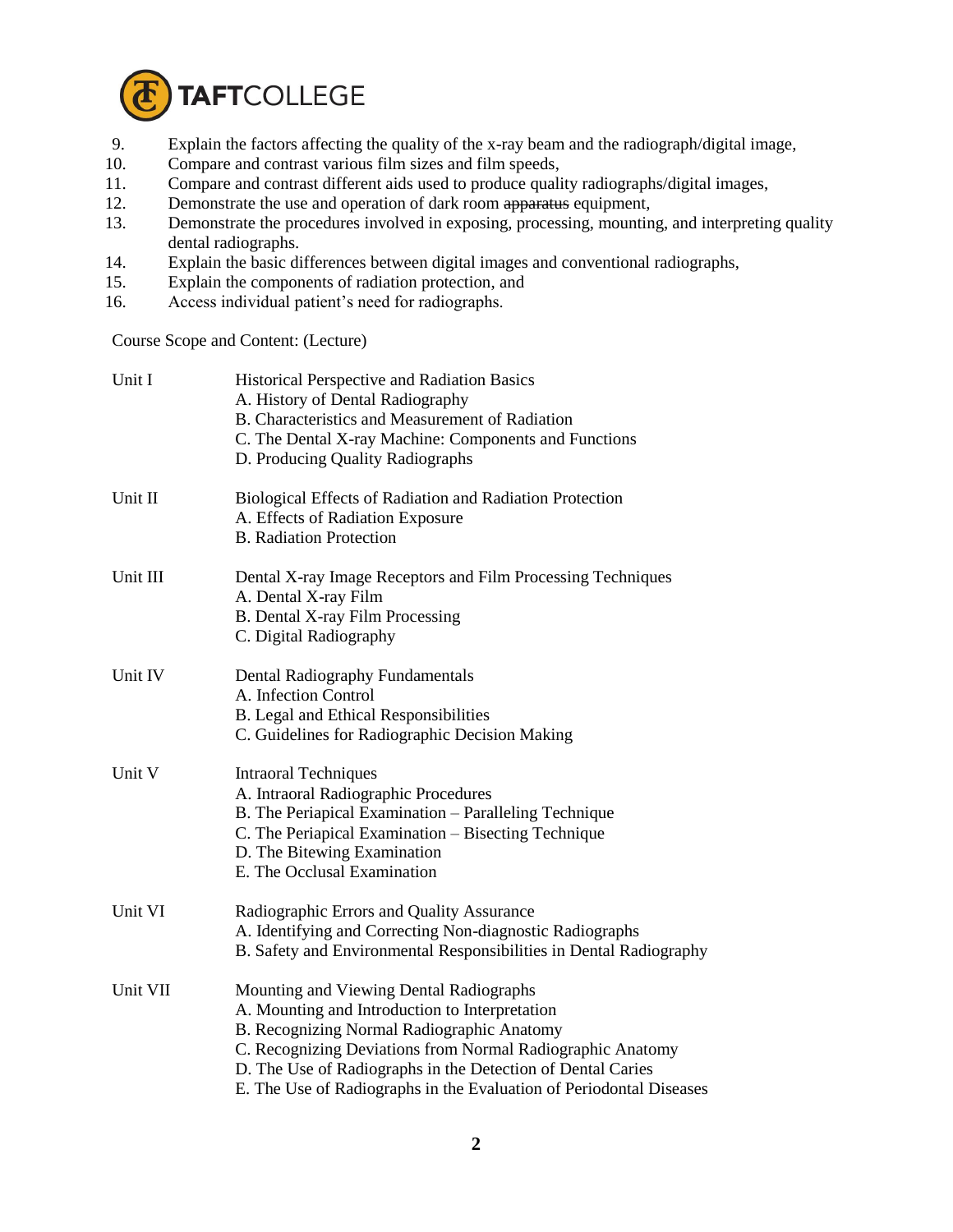9. Explain the factors affecting the quality of the x-ray beam and the radiograph/digital image,
10. Compare and contrast various film sizes and film speeds,
11. Compare and contrast different aids used to produce quality radiographs/digital images,
12. Demonstrate the use and operation of dark room ~~apparatus~~ equipment,
13. Demonstrate the procedures involved in exposing, processing, mounting, and interpreting quality dental radiographs.
14. Explain the basic differences between digital images and conventional radiographs,
15. Explain the components of radiation protection, and
16. Access individual patient's need for radiographs.

Course Scope and Content: (Lecture)

Unit I Historical Perspective and Radiation Basics
- A. History of Dental Radiography
- B. Characteristics and Measurement of Radiation
- C. The Dental X-ray Machine: Components and Functions
- D. Producing Quality Radiographs

Unit II Biological Effects of Radiation and Radiation Protection
- A. Effects of Radiation Exposure
- B. Radiation Protection

Unit III Dental X-ray Image Receptors and Film Processing Techniques
- A. Dental X-ray Film
- B. Dental X-ray Film Processing
- C. Digital Radiography

Unit IV Dental Radiography Fundamentals
- A. Infection Control
- B. Legal and Ethical Responsibilities
- C. Guidelines for Radiographic Decision Making

Unit V Intraoral Techniques
- A. Intraoral Radiographic Procedures
- B. The Periapical Examination – Paralleling Technique
- C. The Periapical Examination – Bisecting Technique
- D. The Bitewing Examination
- E. The Occlusal Examination

Unit VI Radiographic Errors and Quality Assurance
- A. Identifying and Correcting Non-diagnostic Radiographs
- B. Safety and Environmental Responsibilities in Dental Radiography

Unit VII Mounting and Viewing Dental Radiographs
- A. Mounting and Introduction to Interpretation
- B. Recognizing Normal Radiographic Anatomy
- C. Recognizing Deviations from Normal Radiographic Anatomy
- D. The Use of Radiographs in the Detection of Dental Caries
- E. The Use of Radiographs in the Evaluation of Periodontal Diseases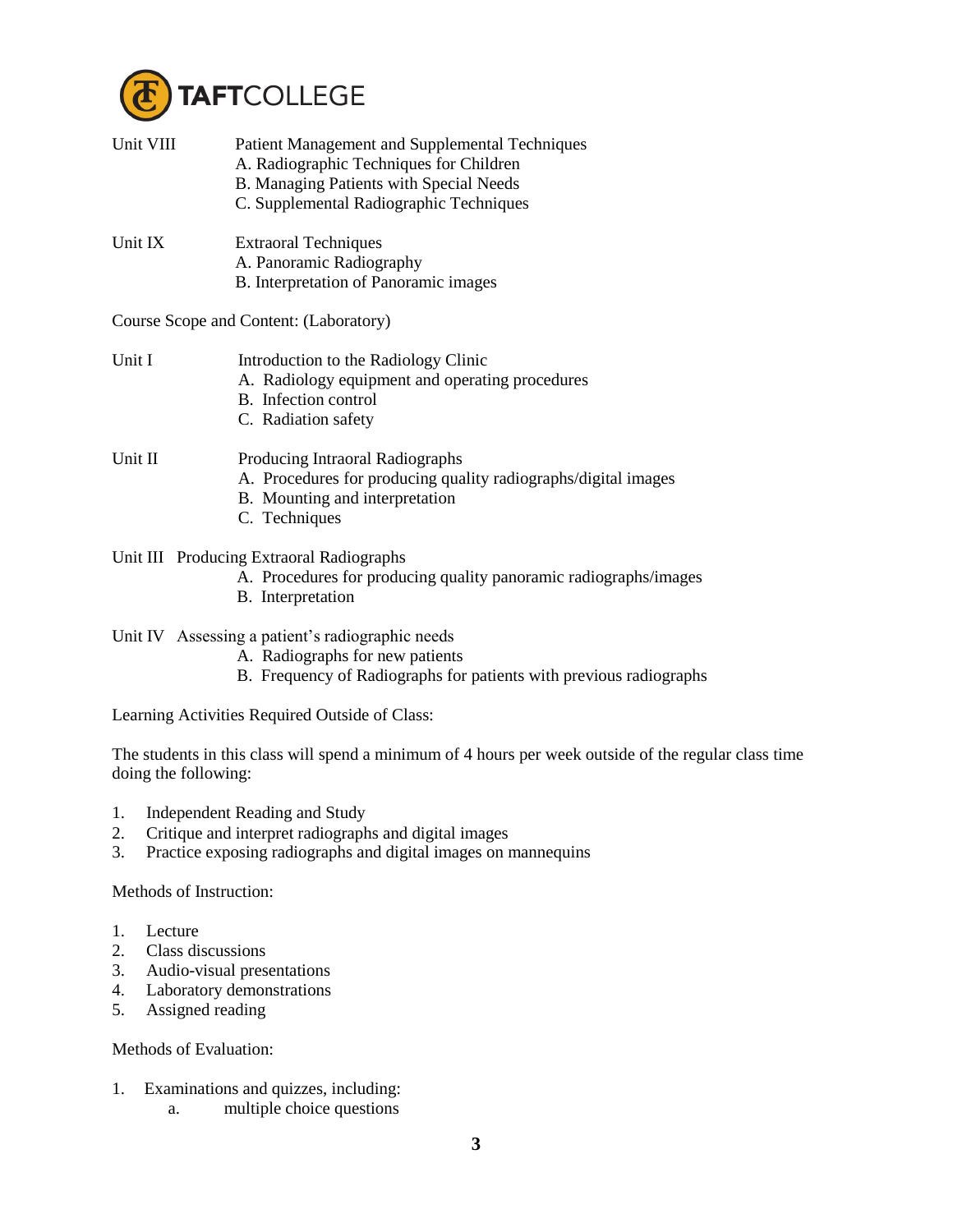Unit VIII Patient Management and Supplemental Techniques
- A. Radiographic Techniques for Children
- B. Managing Patients with Special Needs
- C. Supplemental Radiographic Techniques

Unit IX Extraoral Techniques
- A. Panoramic Radiography
- B. Interpretation of Panoramic images

Course Scope and Content: (Laboratory)

Unit I Introduction to the Radiology Clinic
- A. Radiology equipment and operating procedures
- B. Infection control
- C. Radiation safety

Unit II Producing Intraoral Radiographs
- A. Procedures for producing quality radiographs/digital images
- B. Mounting and interpretation
- C. Techniques

Unit III Producing Extraoral Radiographs
- A. Procedures for producing quality panoramic radiographs/images
- B. Interpretation

Unit IV Assessing a patient's radiographic needs
- A. Radiographs for new patients
- B. Frequency of Radiographs for patients with previous radiographs

Learning Activities Required Outside of Class:

The students in this class will spend a minimum of 4 hours per week outside of the regular class time doing the following:

1. Independent Reading and Study
2. Critique and interpret radiographs and digital images
3. Practice exposing radiographs and digital images on mannequins

Methods of Instruction:

1. Lecture
2. Class discussions
3. Audio-visual presentations
4. Laboratory demonstrations
5. Assigned reading

Methods of Evaluation:

1. Examinations and quizzes, including:
   - a. multiple choice questions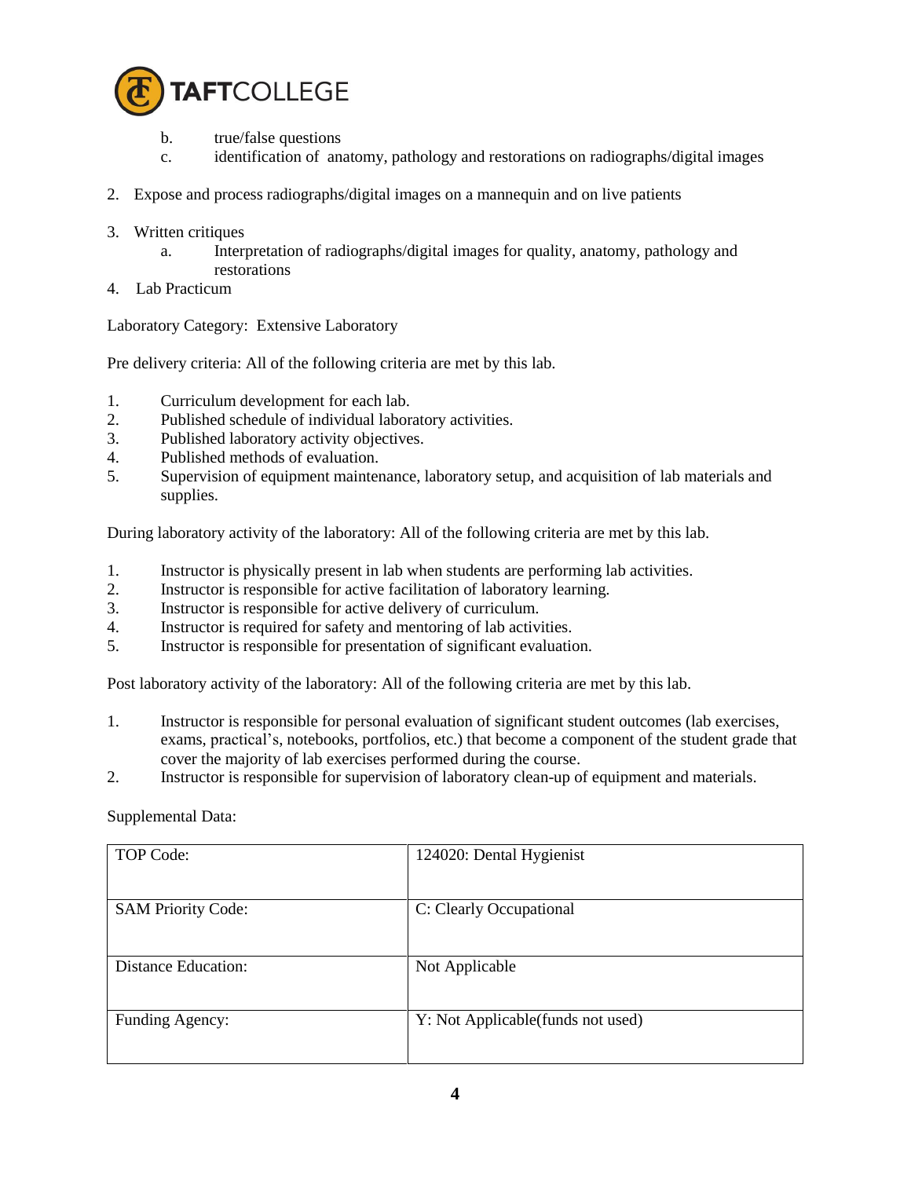b. true/false questions
   c. identification of anatomy, pathology and restorations on radiographs/digital images

2. Expose and process radiographs/digital images on a mannequin and on live patients

3. Written critiques
   a. Interpretation of radiographs/digital images for quality, anatomy, pathology and restorations

4. Lab Practicum

Laboratory Category: Extensive Laboratory

Pre delivery criteria: All of the following criteria are met by this lab.

1. Curriculum development for each lab.
2. Published schedule of individual laboratory activities.
3. Published laboratory activity objectives.
4. Published methods of evaluation.
5. Supervision of equipment maintenance, laboratory setup, and acquisition of lab materials and supplies.

During laboratory activity of the laboratory: All of the following criteria are met by this lab.

1. Instructor is physically present in lab when students are performing lab activities.
2. Instructor is responsible for active facilitation of laboratory learning.
3. Instructor is responsible for active delivery of curriculum.
4. Instructor is required for safety and mentoring of lab activities.
5. Instructor is responsible for presentation of significant evaluation.

Post laboratory activity of the laboratory: All of the following criteria are met by this lab.

1. Instructor is responsible for personal evaluation of significant student outcomes (lab exercises, exams, practical's, notebooks, portfolios, etc.) that become a component of the student grade that cover the majority of lab exercises performed during the course.
2. Instructor is responsible for supervision of laboratory clean-up of equipment and materials.

Supplemental Data:

| | |
|---|---|
| TOP Code: | 124020: Dental Hygienist |
| SAM Priority Code: | C: Clearly Occupational |
| Distance Education: | Not Applicable |
| Funding Agency: | Y: Not Applicable(funds not used) |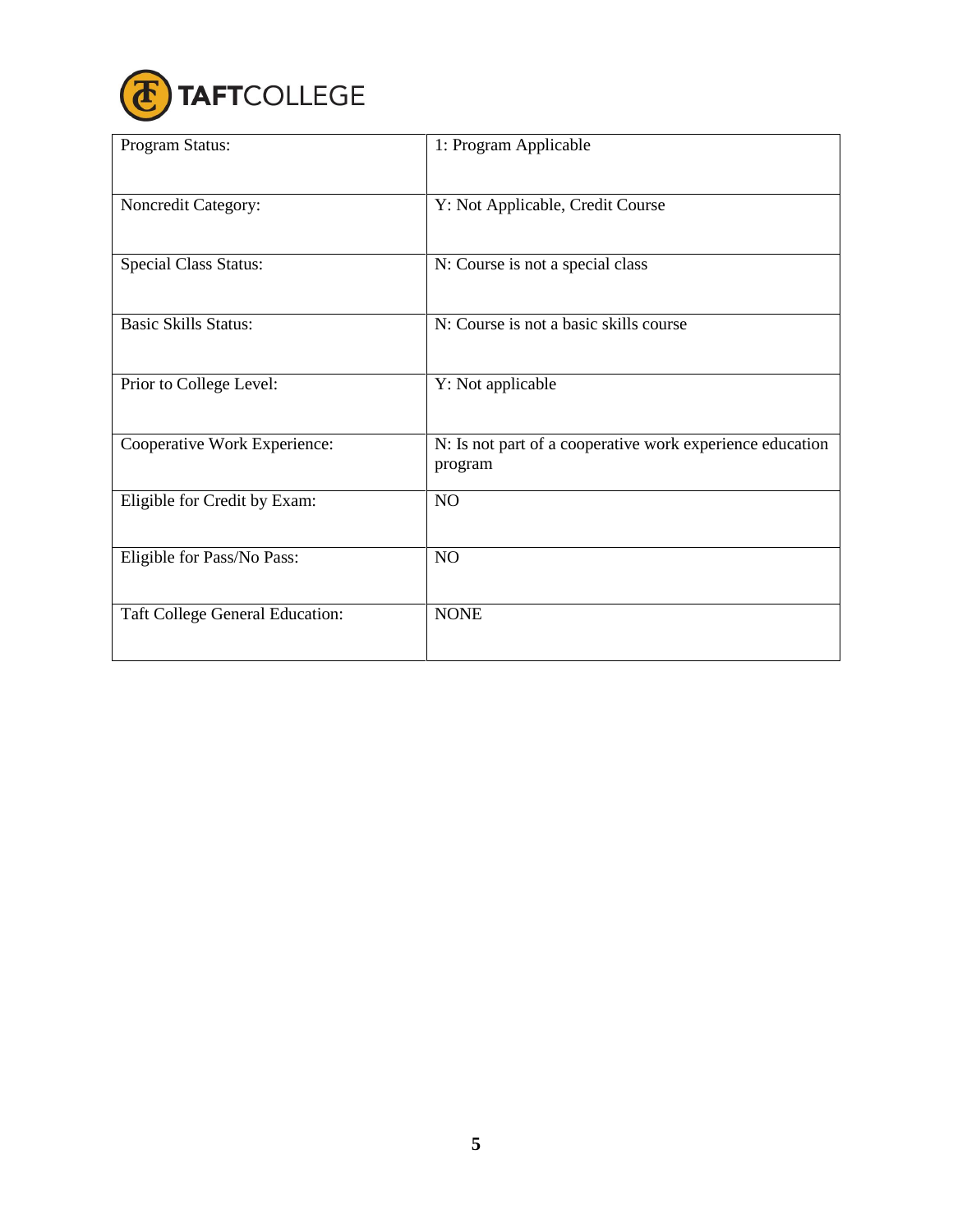| | |
|---|---|
| Program Status: | 1: Program Applicable |
| Noncredit Category: | Y: Not Applicable, Credit Course |
| Special Class Status: | N: Course is not a special class |
| Basic Skills Status: | N: Course is not a basic skills course |
| Prior to College Level: | Y: Not applicable |
| Cooperative Work Experience: | N: Is not part of a cooperative work experience education program |
| Eligible for Credit by Exam: | NO |
| Eligible for Pass/No Pass: | NO |
| Taft College General Education: | NONE |